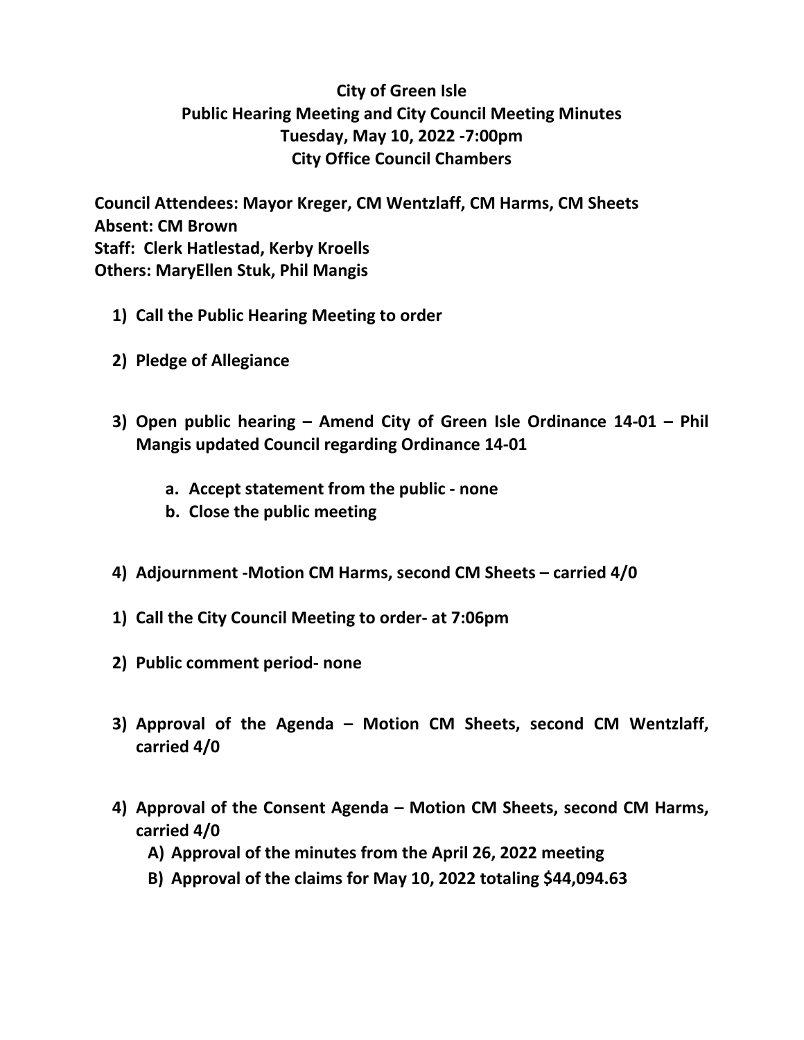# City of Green Isle
## Public Hearing Meeting and City Council Meeting Minutes
### Tuesday, May 10, 2022 -7:00pm
### City Office Council Chambers

**Council Attendees: Mayor Kreger, CM Wentzlaff, CM Harms, CM Sheets**
**Absent: CM Brown**
**Staff: Clerk Hatlestad, Kerby Kroells**
**Others: MaryEllen Stuk, Phil Mangis**

1) **Call the Public Hearing Meeting to order**

2) **Pledge of Allegiance**

3) **Open public hearing – Amend City of Green Isle Ordinance 14-01 – Phil Mangis updated Council regarding Ordinance 14-01**

    a. **Accept statement from the public - none**
    b. **Close the public meeting**

4) **Adjournment -Motion CM Harms, second CM Sheets – carried 4/0**

1) **Call the City Council Meeting to order- at 7:06pm**

2) **Public comment period- none**

3) **Approval of the Agenda – Motion CM Sheets, second CM Wentzlaff, carried 4/0**

4) **Approval of the Consent Agenda – Motion CM Sheets, second CM Harms, carried 4/0**
    A) **Approval of the minutes from the April 26, 2022 meeting**
    B) **Approval of the claims for May 10, 2022 totaling $44,094.63**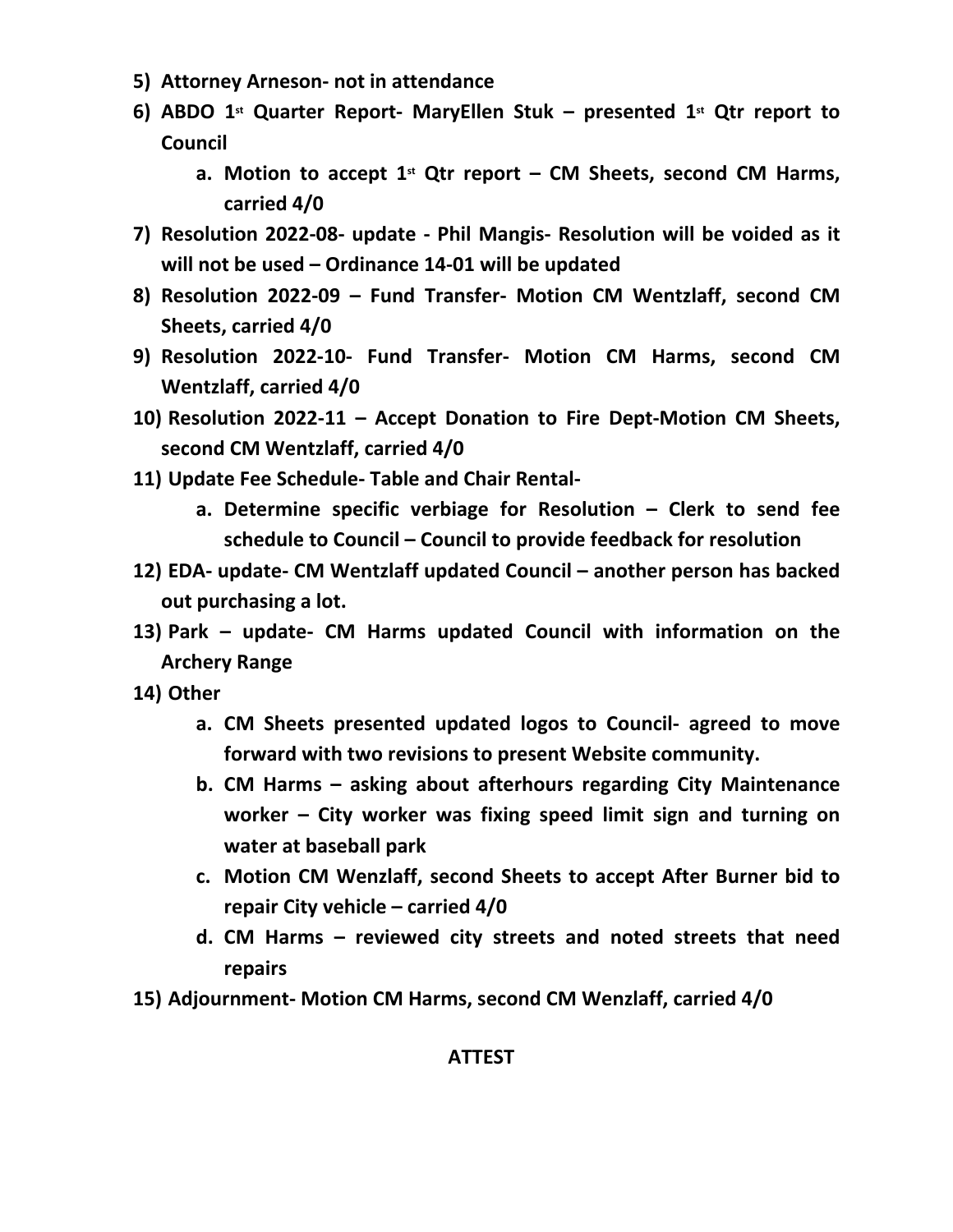5) **Attorney Arneson- not in attendance**
6) **ABDO 1st Quarter Report- MaryEllen Stuk – presented 1st Qtr report to Council**
    a. **Motion to accept 1st Qtr report – CM Sheets, second CM Harms, carried 4/0**
7) **Resolution 2022-08- update - Phil Mangis- Resolution will be voided as it will not be used – Ordinance 14-01 will be updated**
8) **Resolution 2022-09 – Fund Transfer- Motion CM Wentzlaff, second CM Sheets, carried 4/0**
9) **Resolution 2022-10- Fund Transfer- Motion CM Harms, second CM Wentzlaff, carried 4/0**
10) **Resolution 2022-11 – Accept Donation to Fire Dept-Motion CM Sheets, second CM Wentzlaff, carried 4/0**
11) **Update Fee Schedule- Table and Chair Rental-**
    a. **Determine specific verbiage for Resolution – Clerk to send fee schedule to Council – Council to provide feedback for resolution**
12) **EDA- update- CM Wentzlaff updated Council – another person has backed out purchasing a lot.**
13) **Park – update- CM Harms updated Council with information on the Archery Range**
14) **Other**
    a. **CM Sheets presented updated logos to Council- agreed to move forward with two revisions to present Website community.**
    b. **CM Harms – asking about afterhours regarding City Maintenance worker – City worker was fixing speed limit sign and turning on water at baseball park**
    c. **Motion CM Wenzlaff, second Sheets to accept After Burner bid to repair City vehicle – carried 4/0**
    d. **CM Harms – reviewed city streets and noted streets that need repairs**
15) **Adjournment- Motion CM Harms, second CM Wenzlaff, carried 4/0**

**ATTEST**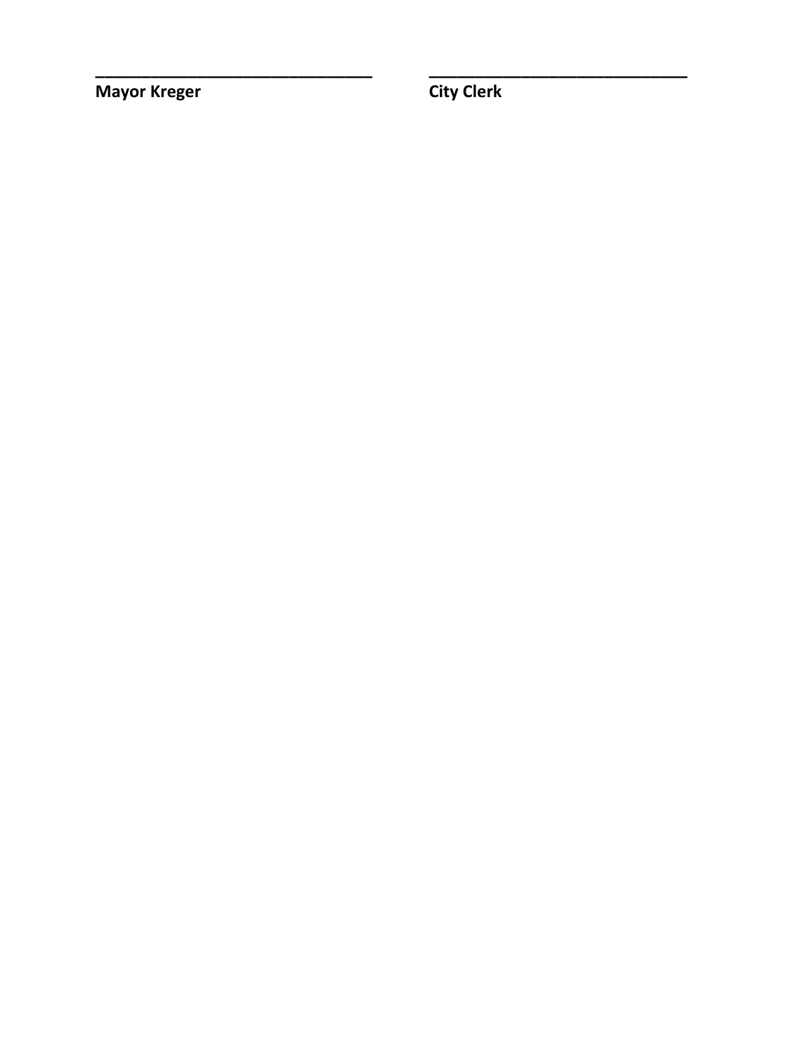______________________________ ______________________________
**Mayor Kreger** **City Clerk**